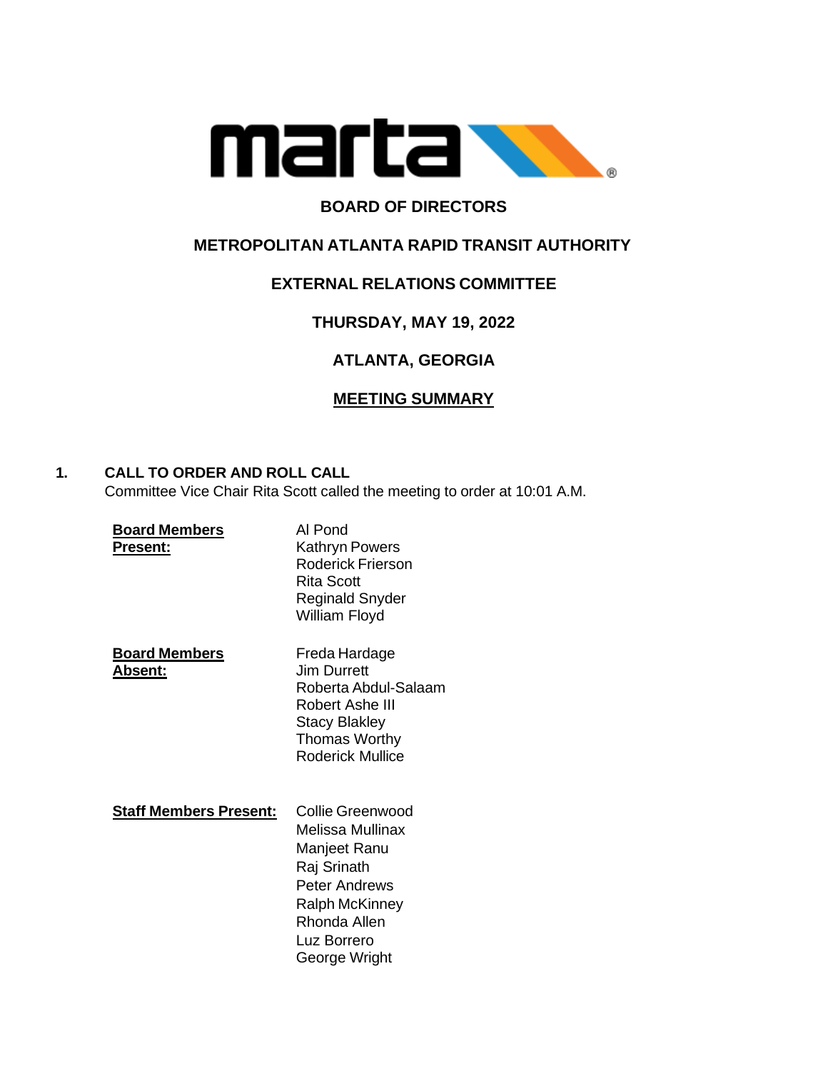# BOARD OF DIRECTORS

## METROPOLITAN ATLANTA RAPID TRANSIT AUTHORITY

## EXTERNAL RELATIONS COMMITTEE

## THURSDAY, MAY 19, 2022

## ATLANTA, GEORGIA

## MEETING SUMMARY

### 1. CALL TO ORDER AND ROLL CALL

Committee Vice Chair Rita Scott called the meeting to order at 10:01 A.M.

**Board Members Present:**
Al Pond
Kathryn Powers
Roderick Frierson
Rita Scott
Reginald Snyder
William Floyd

**Board Members Absent:**
Freda Hardage
Jim Durrett
Roberta Abdul-Salaam
Robert Ashe III
Stacy Blakley
Thomas Worthy
Roderick Mullice

**Staff Members Present:**
Collie Greenwood
Melissa Mullinax
Manjeet Ranu
Raj Srinath
Peter Andrews
Ralph McKinney
Rhonda Allen
Luz Borrero
George Wright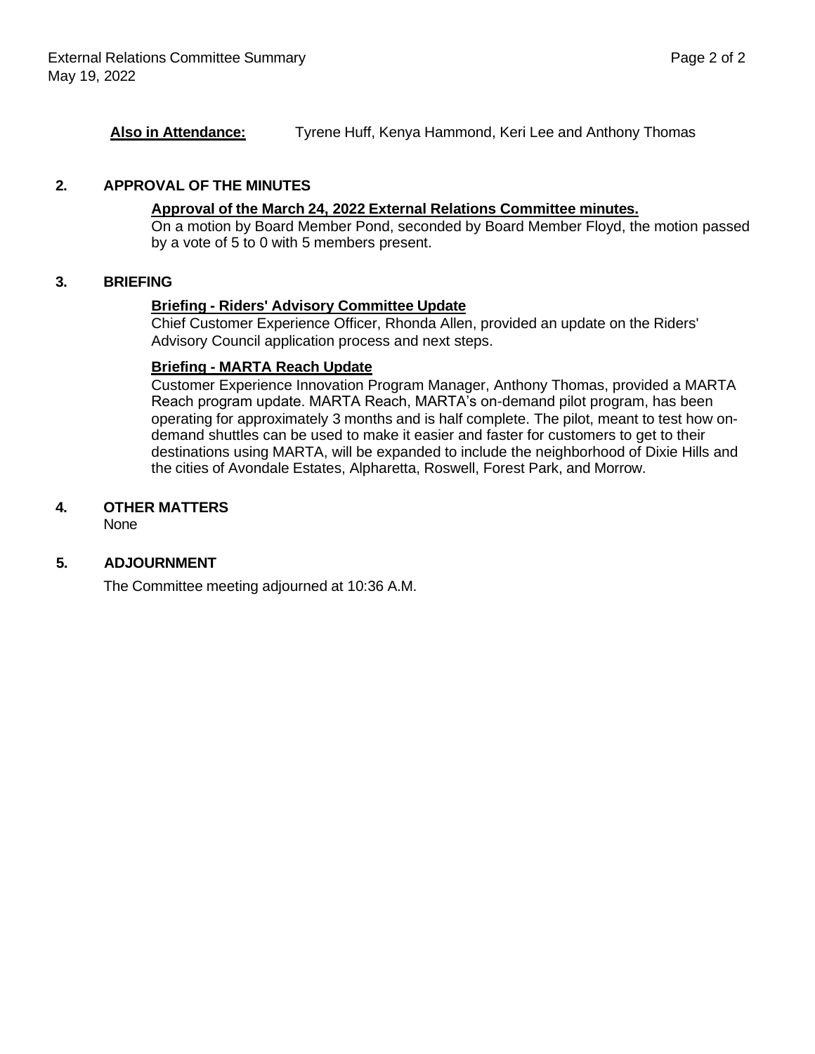**Also in Attendance:** Tyrene Huff, Kenya Hammond, Keri Lee and Anthony Thomas

## 2. APPROVAL OF THE MINUTES

**Approval of the March 24, 2022 External Relations Committee minutes.**

On a motion by Board Member Pond, seconded by Board Member Floyd, the motion passed by a vote of 5 to 0 with 5 members present.

## 3. BRIEFING

**Briefing - Riders' Advisory Committee Update**

Chief Customer Experience Officer, Rhonda Allen, provided an update on the Riders' Advisory Council application process and next steps.

**Briefing - MARTA Reach Update**

Customer Experience Innovation Program Manager, Anthony Thomas, provided a MARTA Reach program update. MARTA Reach, MARTA's on-demand pilot program, has been operating for approximately 3 months and is half complete. The pilot, meant to test how on-demand shuttles can be used to make it easier and faster for customers to get to their destinations using MARTA, will be expanded to include the neighborhood of Dixie Hills and the cities of Avondale Estates, Alpharetta, Roswell, Forest Park, and Morrow.

## 4. OTHER MATTERS

None

## 5. ADJOURNMENT

The Committee meeting adjourned at 10:36 A.M.